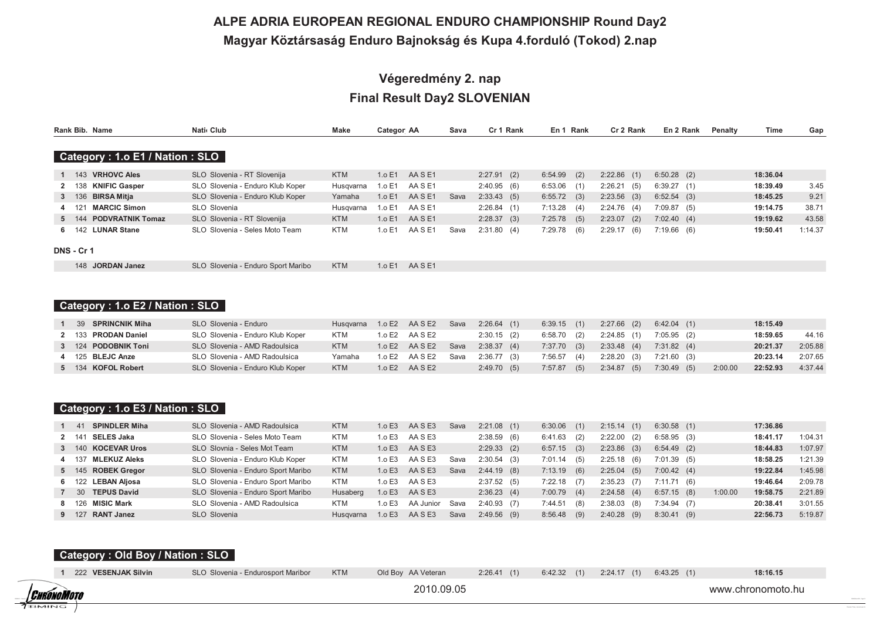# ALPE ADRIA EUROPEAN REGIONAL ENDURO CHAMPIONSHIP Round Day2

## Magyar Köztársaság Enduro Bajnokság és Kupa 4.forduló (Tokod) 2.nap

## Végeredmény 2. nap

## Final Result Day2 SLOVENIAN

### Category : 1.o E1 / Nation : SLO

| Rank | Bib. | Name | Nati | Club | Make | Categor | AA | Sava | Cr 1 | Rank | En 1 | Rank | Cr 2 | Rank | En 2 | Rank | Penalty | Time | Gap |
|---|---|---|---|---|---|---|---|---|---|---|---|---|---|---|---|---|---|---|---|
| 1 | 143 | **VRHOVC Ales** | SLO | Slovenia - RT Slovenija | KTM | 1.o E1 | AA S E1 | | 2:27.91 | (2) | 6:54.99 | (2) | 2:22.86 | (1) | 6:50.28 | (2) | | **18:36.04** | |
| 2 | 138 | **KNIFIC Gasper** | SLO | Slovenia - Enduro Klub Koper | Husqvarna | 1.o E1 | AA S E1 | | 2:40.95 | (6) | 6:53.06 | (1) | 2:26.21 | (5) | 6:39.27 | (1) | | **18:39.49** | 3.45 |
| 3 | 136 | **BIRSA Mitja** | SLO | Slovenia - Enduro Klub Koper | Yamaha | 1.o E1 | AA S E1 | Sava | 2:33.43 | (5) | 6:55.72 | (3) | 2:23.56 | (3) | 6:52.54 | (3) | | **18:45.25** | 9.21 |
| 4 | 121 | **MARCIC Simon** | SLO | Slovenia | Husqvarna | 1.o E1 | AA S E1 | | 2:26.84 | (1) | 7:13.28 | (4) | 2:24.76 | (4) | 7:09.87 | (5) | | **19:14.75** | 38.71 |
| 5 | 144 | **PODVRATNIK Tomaz** | SLO | Slovenia - RT Slovenija | KTM | 1.o E1 | AA S E1 | | 2:28.37 | (3) | 7:25.78 | (5) | 2:23.07 | (2) | 7:02.40 | (4) | | **19:19.62** | 43.58 |
| 6 | 142 | **LUNAR Stane** | SLO | Slovenia - Seles Moto Team | KTM | 1.o E1 | AA S E1 | Sava | 2:31.80 | (4) | 7:29.78 | (6) | 2:29.17 | (6) | 7:19.66 | (6) | | **19:50.41** | 1:14.37 |

**DNS - Cr 1**

| Rank | Bib. | Name | Nati | Club | Make | Categor | AA |
|---|---|---|---|---|---|---|---|
| | 148 | **JORDAN Janez** | SLO | Slovenia - Enduro Sport Maribo | KTM | 1.o E1 | AA S E1 |

### Category : 1.o E2 / Nation : SLO

| Rank | Bib. | Name | Nati | Club | Make | Categor | AA | Sava | Cr 1 | Rank | En 1 | Rank | Cr 2 | Rank | En 2 | Rank | Penalty | Time | Gap |
|---|---|---|---|---|---|---|---|---|---|---|---|---|---|---|---|---|---|---|---|
| 1 | 39 | **SPRINCNIK Miha** | SLO | Slovenia - Enduro | Husqvarna | 1.o E2 | AA S E2 | Sava | 2:26.64 | (1) | 6:39.15 | (1) | 2:27.66 | (2) | 6:42.04 | (1) | | **18:15.49** | |
| 2 | 133 | **PRODAN Daniel** | SLO | Slovenia - Enduro Klub Koper | KTM | 1.o E2 | AA S E2 | | 2:30.15 | (2) | 6:58.70 | (2) | 2:24.85 | (1) | 7:05.95 | (2) | | **18:59.65** | 44.16 |
| 3 | 124 | **PODOBNIK Toni** | SLO | Slovenia - AMD Radoulsica | KTM | 1.o E2 | AA S E2 | Sava | 2:38.37 | (4) | 7:37.70 | (3) | 2:33.48 | (4) | 7:31.82 | (4) | | **20:21.37** | 2:05.88 |
| 4 | 125 | **BLEJC Anze** | SLO | Slovenia - AMD Radoulsica | Yamaha | 1.o E2 | AA S E2 | Sava | 2:36.77 | (3) | 7:56.57 | (4) | 2:28.20 | (3) | 7:21.60 | (3) | | **20:23.14** | 2:07.65 |
| 5 | 134 | **KOFOL Robert** | SLO | Slovenia - Enduro Klub Koper | KTM | 1.o E2 | AA S E2 | | 2:49.70 | (5) | 7:57.87 | (5) | 2:34.87 | (5) | 7:30.49 | (5) | 2:00.00 | **22:52.93** | 4:37.44 |

### Category : 1.o E3 / Nation : SLO

| Rank | Bib. | Name | Nati | Club | Make | Categor | AA | Sava | Cr 1 | Rank | En 1 | Rank | Cr 2 | Rank | En 2 | Rank | Penalty | Time | Gap |
|---|---|---|---|---|---|---|---|---|---|---|---|---|---|---|---|---|---|---|---|
| 1 | 41 | **SPINDLER Miha** | SLO | Slovenia - AMD Radoulsica | KTM | 1.o E3 | AA S E3 | Sava | 2:21.08 | (1) | 6:30.06 | (1) | 2:15.14 | (1) | 6:30.58 | (1) | | **17:36.86** | |
| 2 | 141 | **SELES Jaka** | SLO | Slovenia - Seles Moto Team | KTM | 1.o E3 | AA S E3 | | 2:38.59 | (6) | 6:41.63 | (2) | 2:22.00 | (2) | 6:58.95 | (3) | | **18:41.17** | 1:04.31 |
| 3 | 140 | **KOCEVAR Uros** | SLO | Slovnia - Seles Mot Team | KTM | 1.o E3 | AA S E3 | | 2:29.33 | (2) | 6:57.15 | (3) | 2:23.86 | (3) | 6:54.49 | (2) | | **18:44.83** | 1:07.97 |
| 4 | 137 | **MLEKUZ Aleks** | SLO | Slovenia - Enduro Klub Koper | KTM | 1.o E3 | AA S E3 | Sava | 2:30.54 | (3) | 7:01.14 | (5) | 2:25.18 | (6) | 7:01.39 | (5) | | **18:58.25** | 1:21.39 |
| 5 | 145 | **ROBEK Gregor** | SLO | Slovenia - Enduro Sport Maribo | KTM | 1.o E3 | AA S E3 | Sava | 2:44.19 | (8) | 7:13.19 | (6) | 2:25.04 | (5) | 7:00.42 | (4) | | **19:22.84** | 1:45.98 |
| 6 | 122 | **LEBAN Aljosa** | SLO | Slovenia - Enduro Sport Maribo | KTM | 1.o E3 | AA S E3 | | 2:37.52 | (5) | 7:22.18 | (7) | 2:35.23 | (7) | 7:11.71 | (6) | | **19:46.64** | 2:09.78 |
| 7 | 30 | **TEPUS David** | SLO | Slovenia - Enduro Sport Maribo | Husaberg | 1.o E3 | AA S E3 | | 2:36.23 | (4) | 7:00.79 | (4) | 2:24.58 | (4) | 6:57.15 | (8) | 1:00.00 | **19:58.75** | 2:21.89 |
| 8 | 126 | **MISIC Mark** | SLO | Slovenia - AMD Radoulsica | KTM | 1.o E3 | AA Junior | Sava | 2:40.93 | (7) | 7:44.51 | (8) | 2:38.03 | (8) | 7:34.94 | (7) | | **20:38.41** | 3:01.55 |
| 9 | 127 | **RANT Janez** | SLO | Slovenia | Husqvarna | 1.o E3 | AA S E3 | Sava | 2:49.56 | (9) | 8:56.48 | (9) | 2:40.28 | (9) | 8:30.41 | (9) | | **22:56.73** | 5:19.87 |

### Category : Old Boy / Nation : SLO

| Rank | Bib. | Name | Nati | Club | Make | Categor | AA | Sava | Cr 1 | Rank | En 1 | Rank | Cr 2 | Rank | En 2 | Rank | Penalty | Time | Gap |
|---|---|---|---|---|---|---|---|---|---|---|---|---|---|---|---|---|---|---|---|
| 1 | 222 | **VESENJAK Silvin** | SLO | Slovenia - Endurosport Maribor | KTM | Old Boy | AA Veteran | | 2:26.41 | (1) | 6:42.32 | (1) | 2:24.17 | (1) | 6:43.25 | (1) | | **18:16.15** | |

2010.09.05

www.chronomoto.hu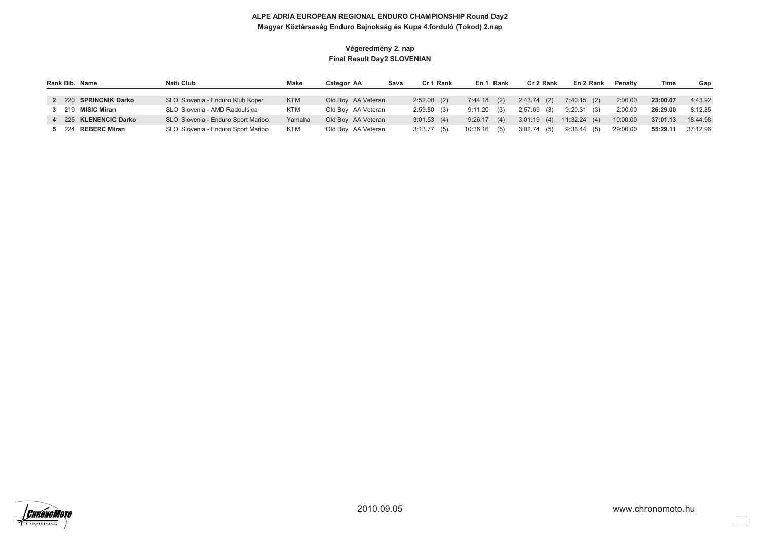**ALPE ADRIA EUROPEAN REGIONAL ENDURO CHAMPIONSHIP Round Day2**

**Magyar Köztársaság Enduro Bajnokság és Kupa 4.forduló (Tokod) 2.nap**

**Végeredmény 2. nap**

**Final Result Day2 SLOVENIAN**

| Rank | Bib. | Name | Nati | Club | Make | Categor | AA | Sava | Cr 1 | Rank | En 1 | Rank | Cr 2 | Rank | En 2 | Rank | Penalty | Time | Gap |
|---|---|---|---|---|---|---|---|---|---|---|---|---|---|---|---|---|---|---|---|
| **2** | 220 | **SPRINCNIK Darko** | SLO | Slovenia - Enduro Klub Koper | KTM | Old Boy | AA Veteran | | 2:52.00 | (2) | 7:44.18 | (2) | 2:43.74 | (2) | 7:40.15 | (2) | 2:00.00 | **23:00.07** | 4:43.92 |
| **3** | 219 | **MISIC Miran** | SLO | Slovenia - AMD Radoulsica | KTM | Old Boy | AA Veteran | | 2:59.80 | (3) | 9:11.20 | (3) | 2:57.69 | (3) | 9:20.31 | (3) | 2:00.00 | **26:29.00** | 8:12.85 |
| **4** | 225 | **KLENENCIC Darko** | SLO | Slovenia - Enduro Sport Maribo | Yamaha | Old Boy | AA Veteran | | 3:01.53 | (4) | 9:26.17 | (4) | 3:01.19 | (4) | 11:32.24 | (4) | 10:00.00 | **37:01.13** | 18:44.98 |
| **5** | 224 | **REBERC Miran** | SLO | Slovenia - Enduro Sport Maribo | KTM | Old Boy | AA Veteran | | 3:13.77 | (5) | 10:36.16 | (5) | 3:02.74 | (5) | 9:36.44 | (5) | 29:00.00 | **55:29.11** | 37:12.96 |

2010.09.05

www.chronomoto.hu